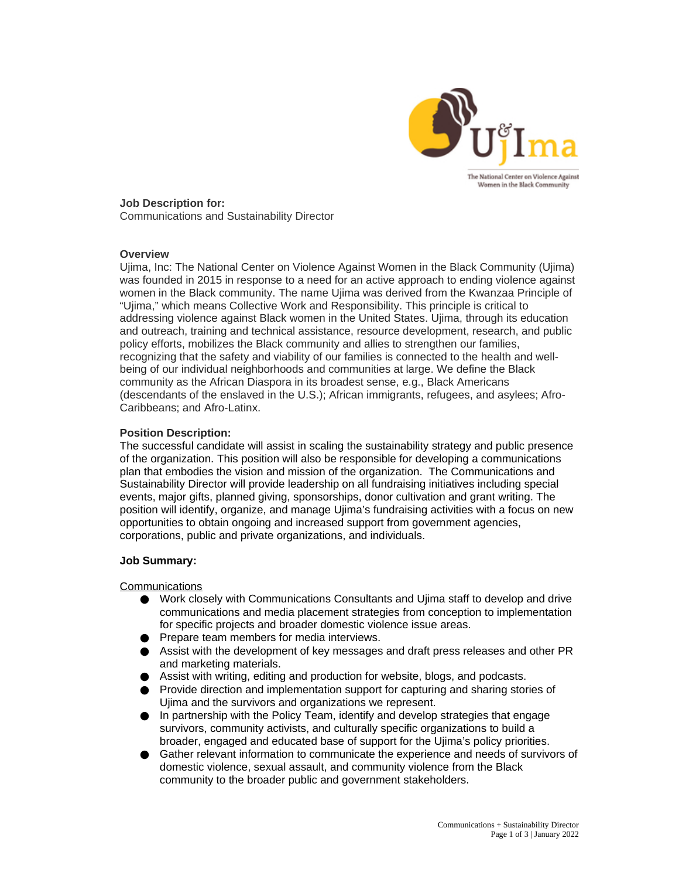**Job Description for:**
Communications and Sustainability Director

**Overview**

Ujima, Inc: The National Center on Violence Against Women in the Black Community (Ujima) was founded in 2015 in response to a need for an active approach to ending violence against women in the Black community. The name Ujima was derived from the Kwanzaa Principle of "Ujima," which means Collective Work and Responsibility. This principle is critical to addressing violence against Black women in the United States. Ujima, through its education and outreach, training and technical assistance, resource development, research, and public policy efforts, mobilizes the Black community and allies to strengthen our families, recognizing that the safety and viability of our families is connected to the health and well-being of our individual neighborhoods and communities at large. We define the Black community as the African Diaspora in its broadest sense, e.g., Black Americans (descendants of the enslaved in the U.S.); African immigrants, refugees, and asylees; Afro-Caribbeans; and Afro-Latinx.

**Position Description:**

The successful candidate will assist in scaling the sustainability strategy and public presence of the organization. This position will also be responsible for developing a communications plan that embodies the vision and mission of the organization. The Communications and Sustainability Director will provide leadership on all fundraising initiatives including special events, major gifts, planned giving, sponsorships, donor cultivation and grant writing. The position will identify, organize, and manage Ujima's fundraising activities with a focus on new opportunities to obtain ongoing and increased support from government agencies, corporations, public and private organizations, and individuals.

**Job Summary:**

Communications

- Work closely with Communications Consultants and Ujima staff to develop and drive communications and media placement strategies from conception to implementation for specific projects and broader domestic violence issue areas.
- Prepare team members for media interviews.
- Assist with the development of key messages and draft press releases and other PR and marketing materials.
- Assist with writing, editing and production for website, blogs, and podcasts.
- Provide direction and implementation support for capturing and sharing stories of Ujima and the survivors and organizations we represent.
- In partnership with the Policy Team, identify and develop strategies that engage survivors, community activists, and culturally specific organizations to build a broader, engaged and educated base of support for the Ujima's policy priorities.
- Gather relevant information to communicate the experience and needs of survivors of domestic violence, sexual assault, and community violence from the Black community to the broader public and government stakeholders.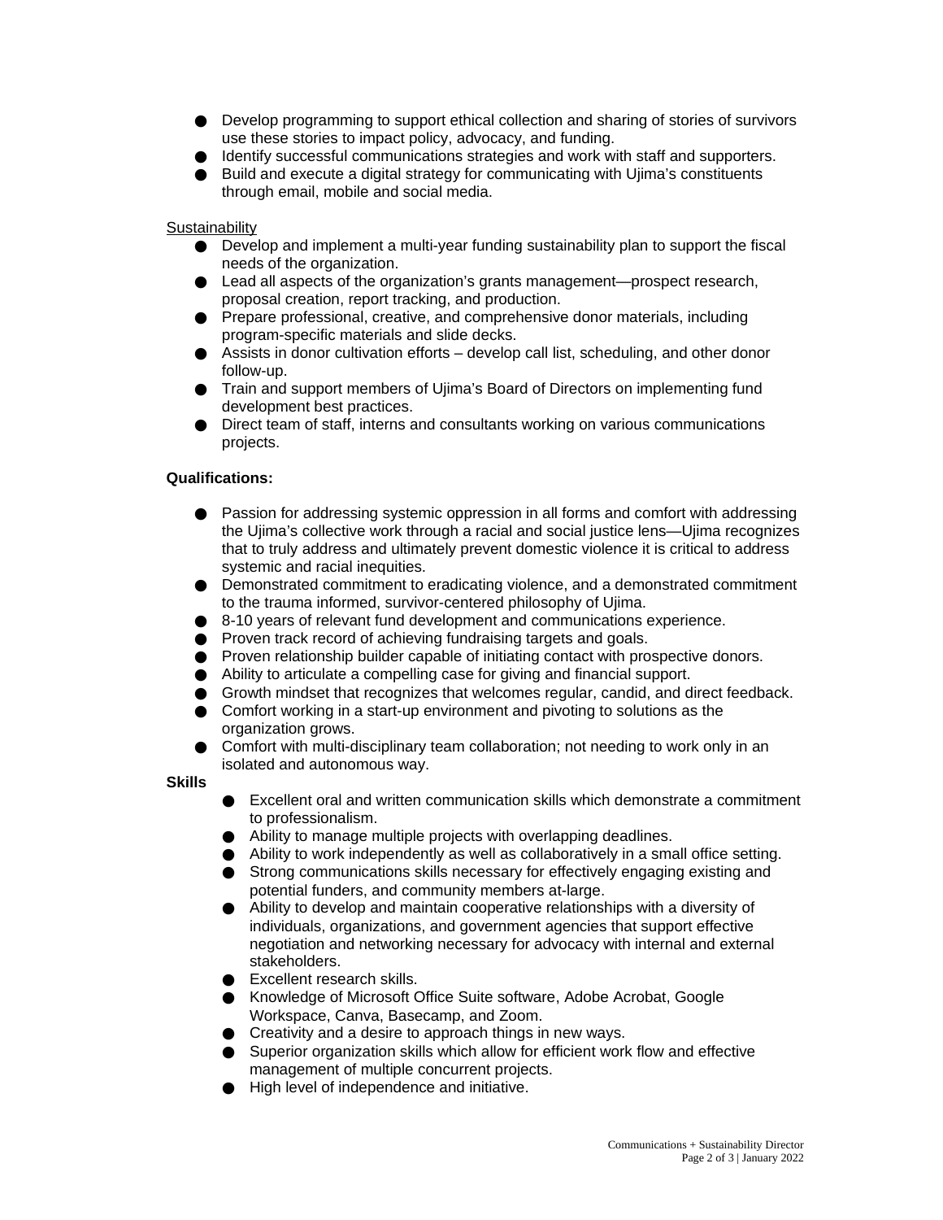- Develop programming to support ethical collection and sharing of stories of survivors use these stories to impact policy, advocacy, and funding.
- Identify successful communications strategies and work with staff and supporters.
- Build and execute a digital strategy for communicating with Ujima's constituents through email, mobile and social media.

<u>Sustainability</u>

- Develop and implement a multi-year funding sustainability plan to support the fiscal needs of the organization.
- Lead all aspects of the organization's grants management—prospect research, proposal creation, report tracking, and production.
- Prepare professional, creative, and comprehensive donor materials, including program-specific materials and slide decks.
- Assists in donor cultivation efforts – develop call list, scheduling, and other donor follow-up.
- Train and support members of Ujima's Board of Directors on implementing fund development best practices.
- Direct team of staff, interns and consultants working on various communications projects.

**Qualifications:**

- Passion for addressing systemic oppression in all forms and comfort with addressing the Ujima's collective work through a racial and social justice lens—Ujima recognizes that to truly address and ultimately prevent domestic violence it is critical to address systemic and racial inequities.
- Demonstrated commitment to eradicating violence, and a demonstrated commitment to the trauma informed, survivor-centered philosophy of Ujima.
- 8-10 years of relevant fund development and communications experience.
- Proven track record of achieving fundraising targets and goals.
- Proven relationship builder capable of initiating contact with prospective donors.
- Ability to articulate a compelling case for giving and financial support.
- Growth mindset that recognizes that welcomes regular, candid, and direct feedback.
- Comfort working in a start-up environment and pivoting to solutions as the organization grows.
- Comfort with multi-disciplinary team collaboration; not needing to work only in an isolated and autonomous way.

**Skills**

- Excellent oral and written communication skills which demonstrate a commitment to professionalism.
- Ability to manage multiple projects with overlapping deadlines.
- Ability to work independently as well as collaboratively in a small office setting.
- Strong communications skills necessary for effectively engaging existing and potential funders, and community members at-large.
- Ability to develop and maintain cooperative relationships with a diversity of individuals, organizations, and government agencies that support effective negotiation and networking necessary for advocacy with internal and external stakeholders.
- Excellent research skills.
- Knowledge of Microsoft Office Suite software, Adobe Acrobat, Google Workspace, Canva, Basecamp, and Zoom.
- Creativity and a desire to approach things in new ways.
- Superior organization skills which allow for efficient work flow and effective management of multiple concurrent projects.
- High level of independence and initiative.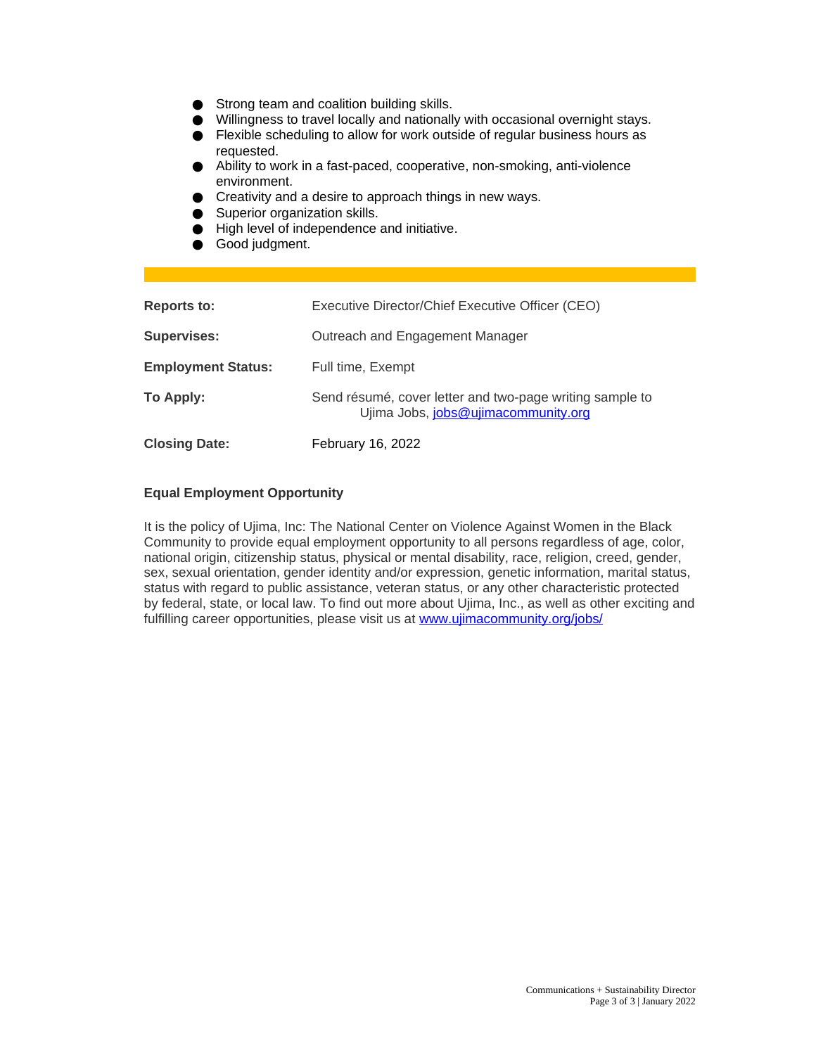- Strong team and coalition building skills.
- Willingness to travel locally and nationally with occasional overnight stays.
- Flexible scheduling to allow for work outside of regular business hours as requested.
- Ability to work in a fast-paced, cooperative, non-smoking, anti-violence environment.
- Creativity and a desire to approach things in new ways.
- Superior organization skills.
- High level of independence and initiative.
- Good judgment.

| | |
|---|---|
| **Reports to:** | Executive Director/Chief Executive Officer (CEO) |
| **Supervises:** | Outreach and Engagement Manager |
| **Employment Status:** | Full time, Exempt |
| **To Apply:** | Send résumé, cover letter and two-page writing sample to Ujima Jobs, jobs@ujimacommunity.org |
| **Closing Date:** | February 16, 2022 |

**Equal Employment Opportunity**

It is the policy of Ujima, Inc: The National Center on Violence Against Women in the Black Community to provide equal employment opportunity to all persons regardless of age, color, national origin, citizenship status, physical or mental disability, race, religion, creed, gender, sex, sexual orientation, gender identity and/or expression, genetic information, marital status, status with regard to public assistance, veteran status, or any other characteristic protected by federal, state, or local law. To find out more about Ujima, Inc., as well as other exciting and fulfilling career opportunities, please visit us at www.ujimacommunity.org/jobs/